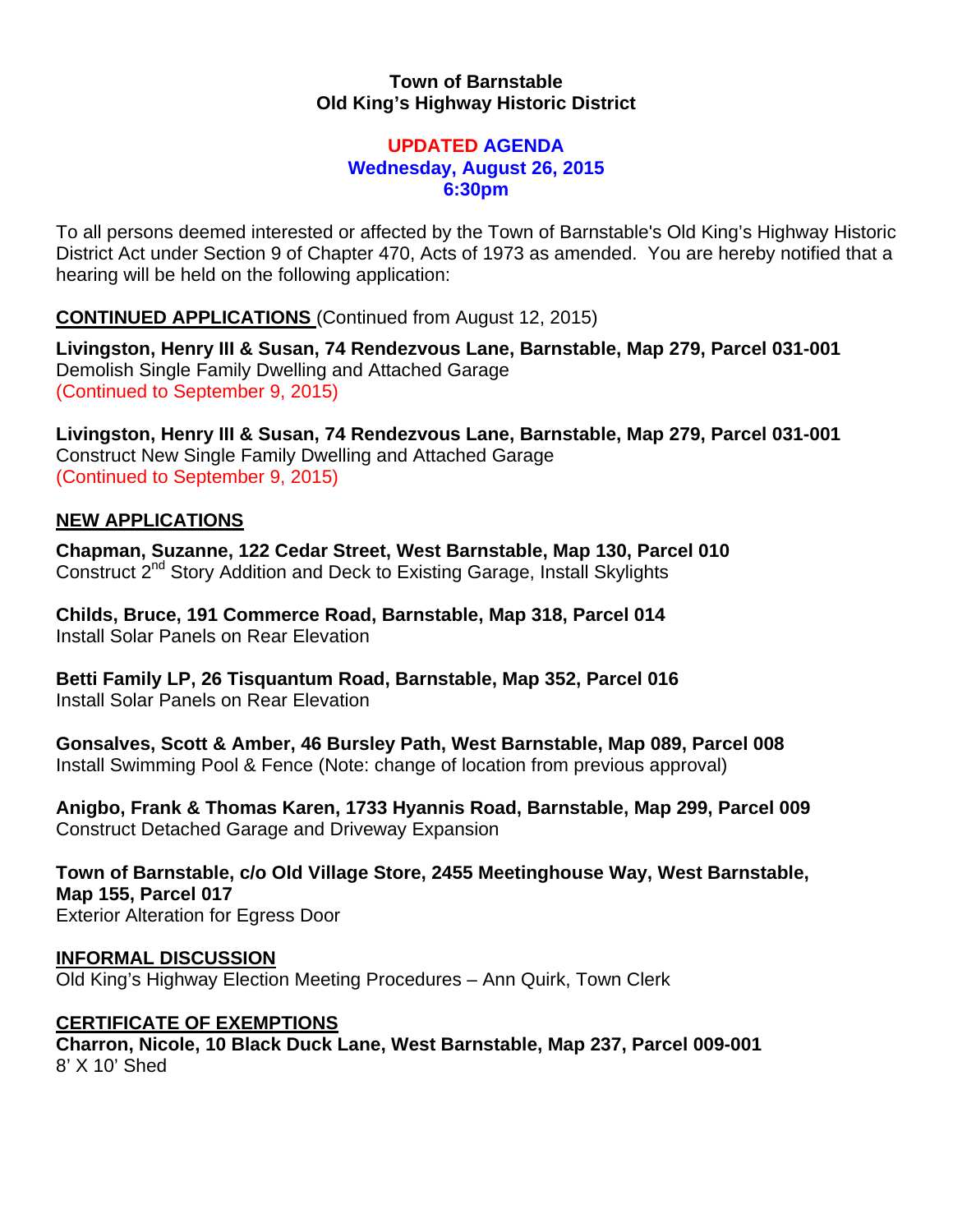**Town of Barnstable**
**Old King's Highway Historic District**

**UPDATED AGENDA**
**Wednesday, August 26, 2015**
**6:30pm**

To all persons deemed interested or affected by the Town of Barnstable's Old King's Highway Historic District Act under Section 9 of Chapter 470, Acts of 1973 as amended. You are hereby notified that a hearing will be held on the following application:

**CONTINUED APPLICATIONS** (Continued from August 12, 2015)

**Livingston, Henry III & Susan, 74 Rendezvous Lane, Barnstable, Map 279, Parcel 031-001**
Demolish Single Family Dwelling and Attached Garage
(Continued to September 9, 2015)

**Livingston, Henry III & Susan, 74 Rendezvous Lane, Barnstable, Map 279, Parcel 031-001**
Construct New Single Family Dwelling and Attached Garage
(Continued to September 9, 2015)

**NEW APPLICATIONS**

**Chapman, Suzanne, 122 Cedar Street, West Barnstable, Map 130, Parcel 010**
Construct 2nd Story Addition and Deck to Existing Garage, Install Skylights

**Childs, Bruce, 191 Commerce Road, Barnstable, Map 318, Parcel 014**
Install Solar Panels on Rear Elevation

**Betti Family LP, 26 Tisquantum Road, Barnstable, Map 352, Parcel 016**
Install Solar Panels on Rear Elevation

**Gonsalves, Scott & Amber, 46 Bursley Path, West Barnstable, Map 089, Parcel 008**
Install Swimming Pool & Fence (Note: change of location from previous approval)

**Anigbo, Frank & Thomas Karen, 1733 Hyannis Road, Barnstable, Map 299, Parcel 009**
Construct Detached Garage and Driveway Expansion

**Town of Barnstable, c/o Old Village Store, 2455 Meetinghouse Way, West Barnstable, Map 155, Parcel 017**
Exterior Alteration for Egress Door

**INFORMAL DISCUSSION**
Old King's Highway Election Meeting Procedures – Ann Quirk, Town Clerk

**CERTIFICATE OF EXEMPTIONS**
**Charron, Nicole, 10 Black Duck Lane, West Barnstable, Map 237, Parcel 009-001**
8' X 10' Shed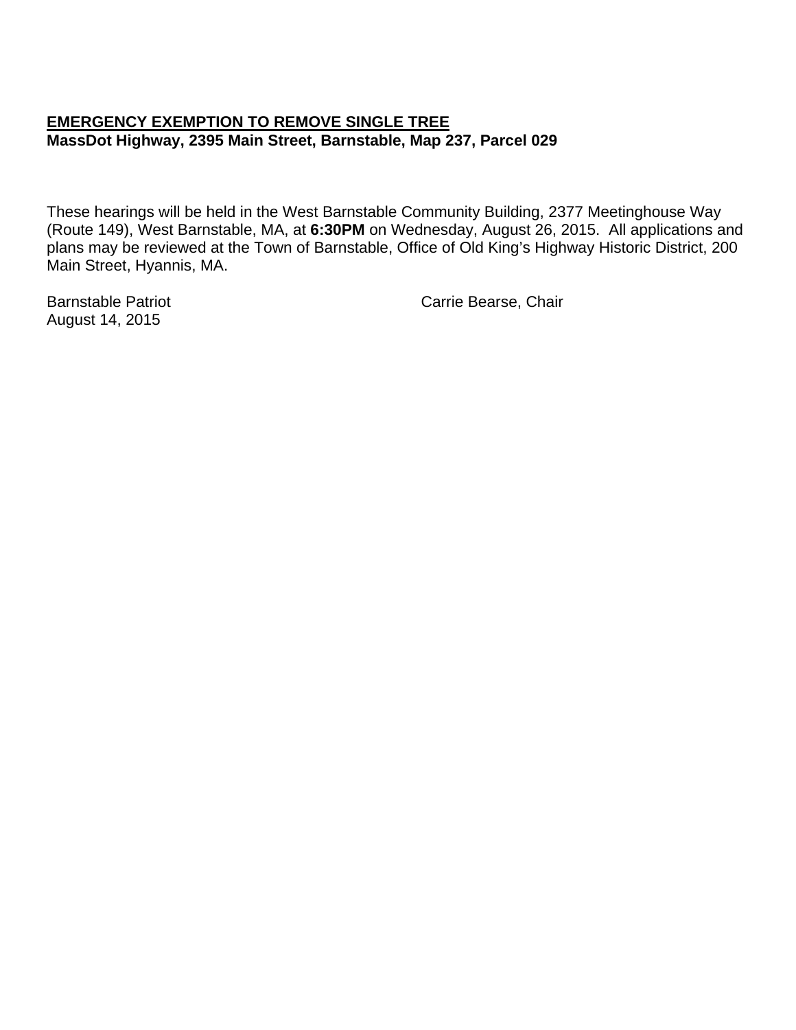**<u>EMERGENCY EXEMPTION TO REMOVE SINGLE TREE</u>**
**MassDot Highway, 2395 Main Street, Barnstable, Map 237, Parcel 029**

These hearings will be held in the West Barnstable Community Building, 2377 Meetinghouse Way (Route 149), West Barnstable, MA, at **6:30PM** on Wednesday, August 26, 2015. All applications and plans may be reviewed at the Town of Barnstable, Office of Old King's Highway Historic District, 200 Main Street, Hyannis, MA.

Barnstable Patriot
August 14, 2015

Carrie Bearse, Chair